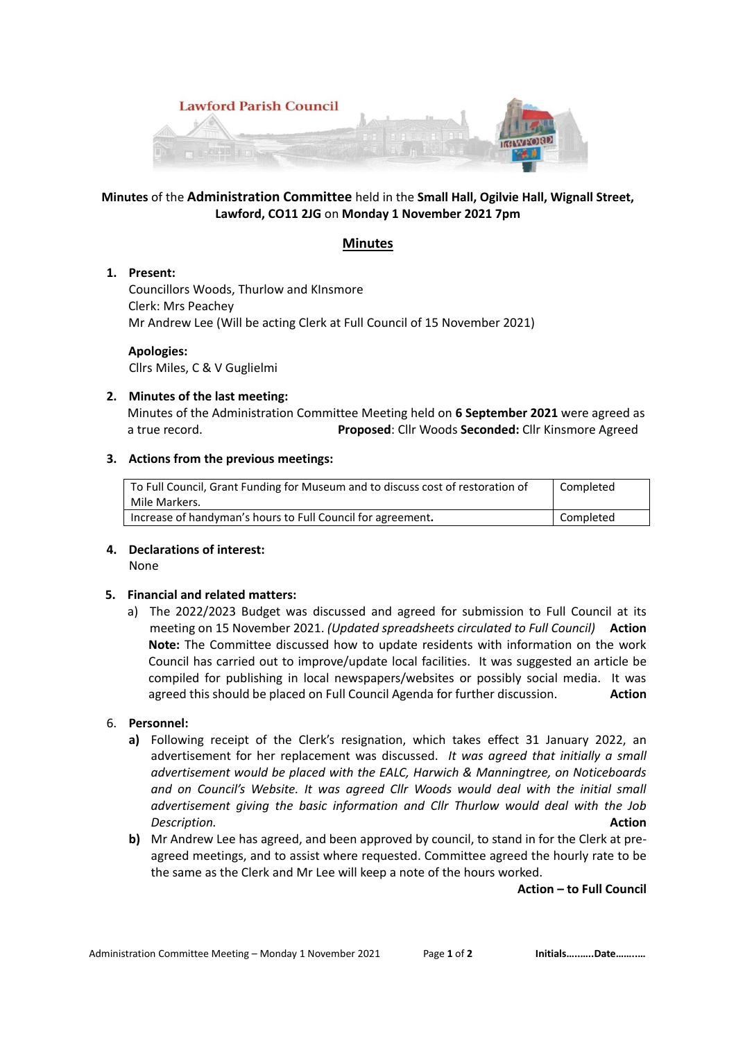Lawford Parish Council

**Minutes** of the **Administration Committee** held in the **Small Hall, Ogilvie Hall, Wignall Street, Lawford, CO11 2JG** on **Monday 1 November 2021 7pm**

## Minutes

1. **Present:**
   Councillors Woods, Thurlow and KInsmore
   Clerk: Mrs Peachey
   Mr Andrew Lee (Will be acting Clerk at Full Council of 15 November 2021)

   **Apologies:**
   Cllrs Miles, C & V Guglielmi

2. **Minutes of the last meeting:**
   Minutes of the Administration Committee Meeting held on **6 September 2021** were agreed as a true record. **Proposed**: Cllr Woods **Seconded:** Cllr Kinsmore Agreed

3. **Actions from the previous meetings:**

| | |
|---|---|
| To Full Council, Grant Funding for Museum and to discuss cost of restoration of Mile Markers. | Completed |
| Increase of handyman's hours to Full Council for agreement**.** | Completed |

4. **Declarations of interest:**
   None

5. **Financial and related matters:**
   a) The 2022/2023 Budget was discussed and agreed for submission to Full Council at its meeting on 15 November 2021. *(Updated spreadsheets circulated to Full Council)* **Action**
   **Note:** The Committee discussed how to update residents with information on the work Council has carried out to improve/update local facilities. It was suggested an article be compiled for publishing in local newspapers/websites or possibly social media. It was agreed this should be placed on Full Council Agenda for further discussion. **Action**

6. **Personnel:**
   **a)** Following receipt of the Clerk's resignation, which takes effect 31 January 2022, an advertisement for her replacement was discussed. *It was agreed that initially a small advertisement would be placed with the EALC, Harwich & Manningtree, on Noticeboards and on Council's Website. It was agreed Cllr Woods would deal with the initial small advertisement giving the basic information and Cllr Thurlow would deal with the Job Description.* **Action**
   **b)** Mr Andrew Lee has agreed, and been approved by council, to stand in for the Clerk at pre-agreed meetings, and to assist where requested. Committee agreed the hourly rate to be the same as the Clerk and Mr Lee will keep a note of the hours worked.
   **Action – to Full Council**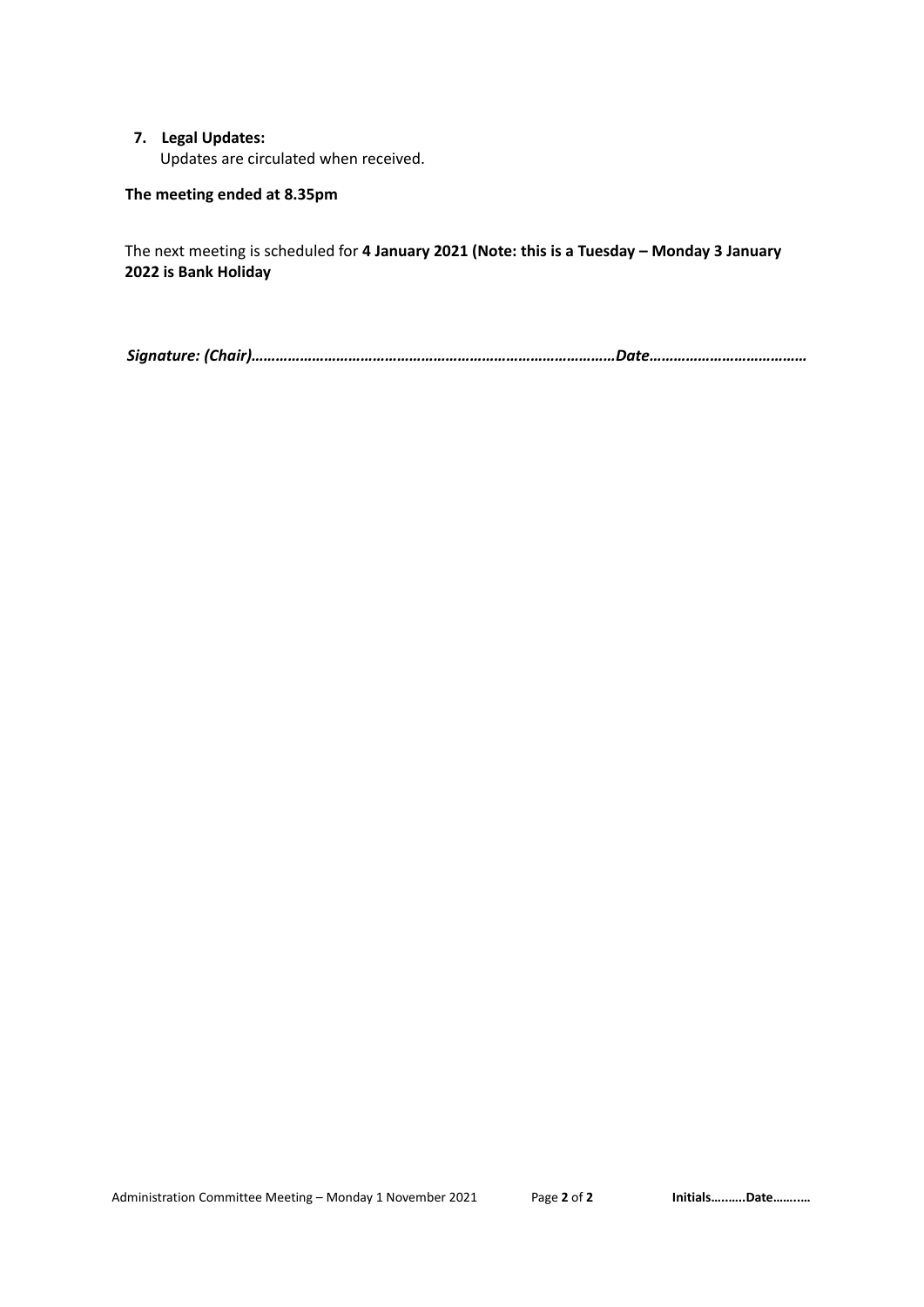7. **Legal Updates:**
   Updates are circulated when received.

**The meeting ended at 8.35pm**

The next meeting is scheduled for **4 January 2021 (Note: this is a Tuesday – Monday 3 January 2022 is Bank Holiday**

***Signature: (Chair)……………………………………………………………………………Date…………………………………***